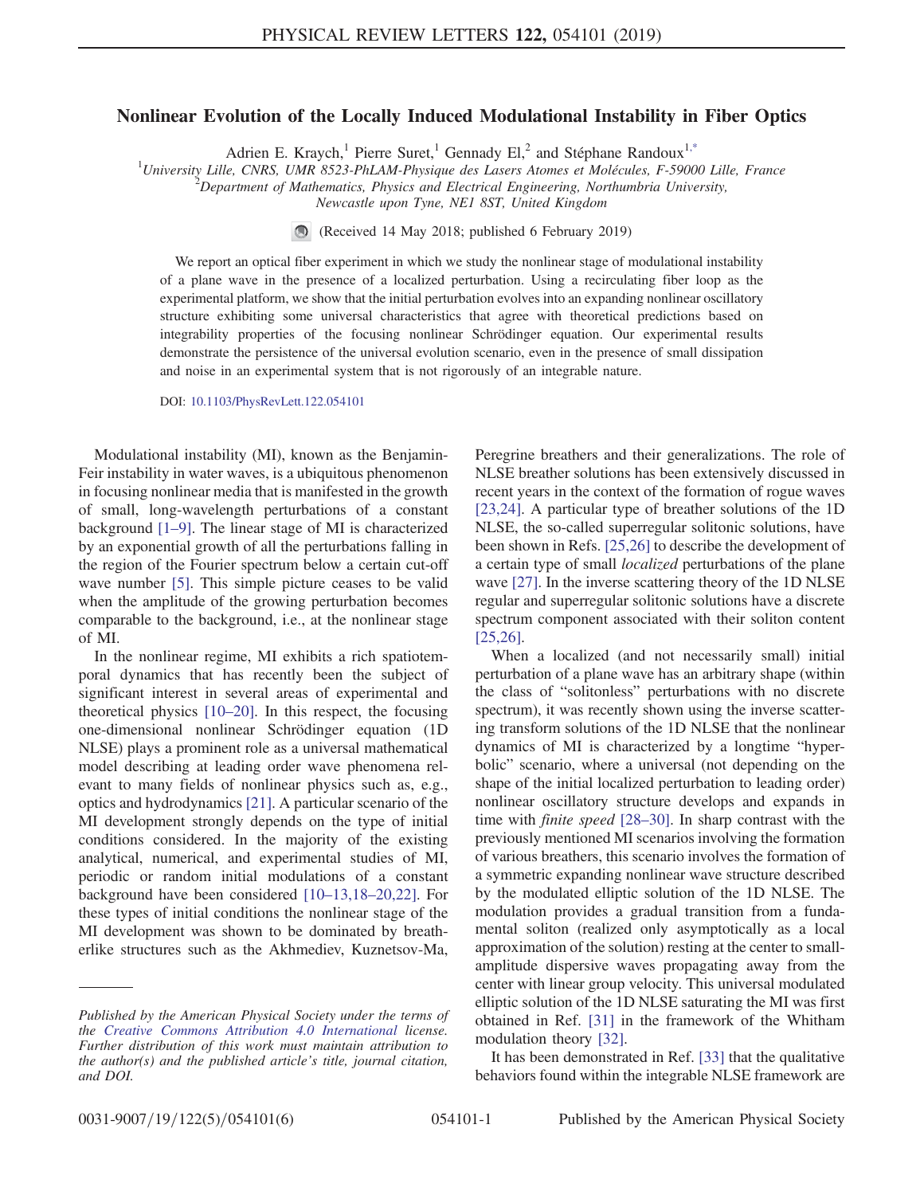# Nonlinear Evolution of the Locally Induced Modulational Instability in Fiber Optics

Adrien E. Kraych,[1] Pierre Suret,[1] Gennady El,[2] and Stéphane Randoux[1,*]

[1]University Lille, CNRS, UMR 8523-PhLAM-Physique des Lasers Atomes et Molécules, F-59000 Lille, France
[2]Department of Mathematics, Physics and Electrical Engineering, Northumbria University, Newcastle upon Tyne, NE1 8ST, United Kingdom

(Received 14 May 2018; published 6 February 2019)

We report an optical fiber experiment in which we study the nonlinear stage of modulational instability of a plane wave in the presence of a localized perturbation. Using a recirculating fiber loop as the experimental platform, we show that the initial perturbation evolves into an expanding nonlinear oscillatory structure exhibiting some universal characteristics that agree with theoretical predictions based on integrability properties of the focusing nonlinear Schrödinger equation. Our experimental results demonstrate the persistence of the universal evolution scenario, even in the presence of small dissipation and noise in an experimental system that is not rigorously of an integrable nature.

DOI: 10.1103/PhysRevLett.122.054101

Modulational instability (MI), known as the Benjamin-Feir instability in water waves, is a ubiquitous phenomenon in focusing nonlinear media that is manifested in the growth of small, long-wavelength perturbations of a constant background [1–9]. The linear stage of MI is characterized by an exponential growth of all the perturbations falling in the region of the Fourier spectrum below a certain cut-off wave number [5]. This simple picture ceases to be valid when the amplitude of the growing perturbation becomes comparable to the background, i.e., at the nonlinear stage of MI.

In the nonlinear regime, MI exhibits a rich spatiotemporal dynamics that has recently been the subject of significant interest in several areas of experimental and theoretical physics [10–20]. In this respect, the focusing one-dimensional nonlinear Schrödinger equation (1D NLSE) plays a prominent role as a universal mathematical model describing at leading order wave phenomena relevant to many fields of nonlinear physics such as, e.g., optics and hydrodynamics [21]. A particular scenario of the MI development strongly depends on the type of initial conditions considered. In the majority of the existing analytical, numerical, and experimental studies of MI, periodic or random initial modulations of a constant background have been considered [10–13,18–20,22]. For these types of initial conditions the nonlinear stage of the MI development was shown to be dominated by breatherlike structures such as the Akhmediev, Kuznetsov-Ma, Peregrine breathers and their generalizations. The role of NLSE breather solutions has been extensively discussed in recent years in the context of the formation of rogue waves [23,24]. A particular type of breather solutions of the 1D NLSE, the so-called superregular solitonic solutions, have been shown in Refs. [25,26] to describe the development of a certain type of small *localized* perturbations of the plane wave [27]. In the inverse scattering theory of the 1D NLSE regular and superregular solitonic solutions have a discrete spectrum component associated with their soliton content [25,26].

When a localized (and not necessarily small) initial perturbation of a plane wave has an arbitrary shape (within the class of "solitonless" perturbations with no discrete spectrum), it was recently shown using the inverse scattering transform solutions of the 1D NLSE that the nonlinear dynamics of MI is characterized by a longtime "hyperbolic" scenario, where a universal (not depending on the shape of the initial localized perturbation to leading order) nonlinear oscillatory structure develops and expands in time with *finite speed* [28–30]. In sharp contrast with the previously mentioned MI scenarios involving the formation of various breathers, this scenario involves the formation of a symmetric expanding nonlinear wave structure described by the modulated elliptic solution of the 1D NLSE. The modulation provides a gradual transition from a fundamental soliton (realized only asymptotically as a local approximation of the solution) resting at the center to small-amplitude dispersive waves propagating away from the center with linear group velocity. This universal modulated elliptic solution of the 1D NLSE saturating the MI was first obtained in Ref. [31] in the framework of the Whitham modulation theory [32].

It has been demonstrated in Ref. [33] that the qualitative behaviors found within the integrable NLSE framework are

---

*Published by the American Physical Society under the terms of the Creative Commons Attribution 4.0 International license. Further distribution of this work must maintain attribution to the author(s) and the published article's title, journal citation, and DOI.*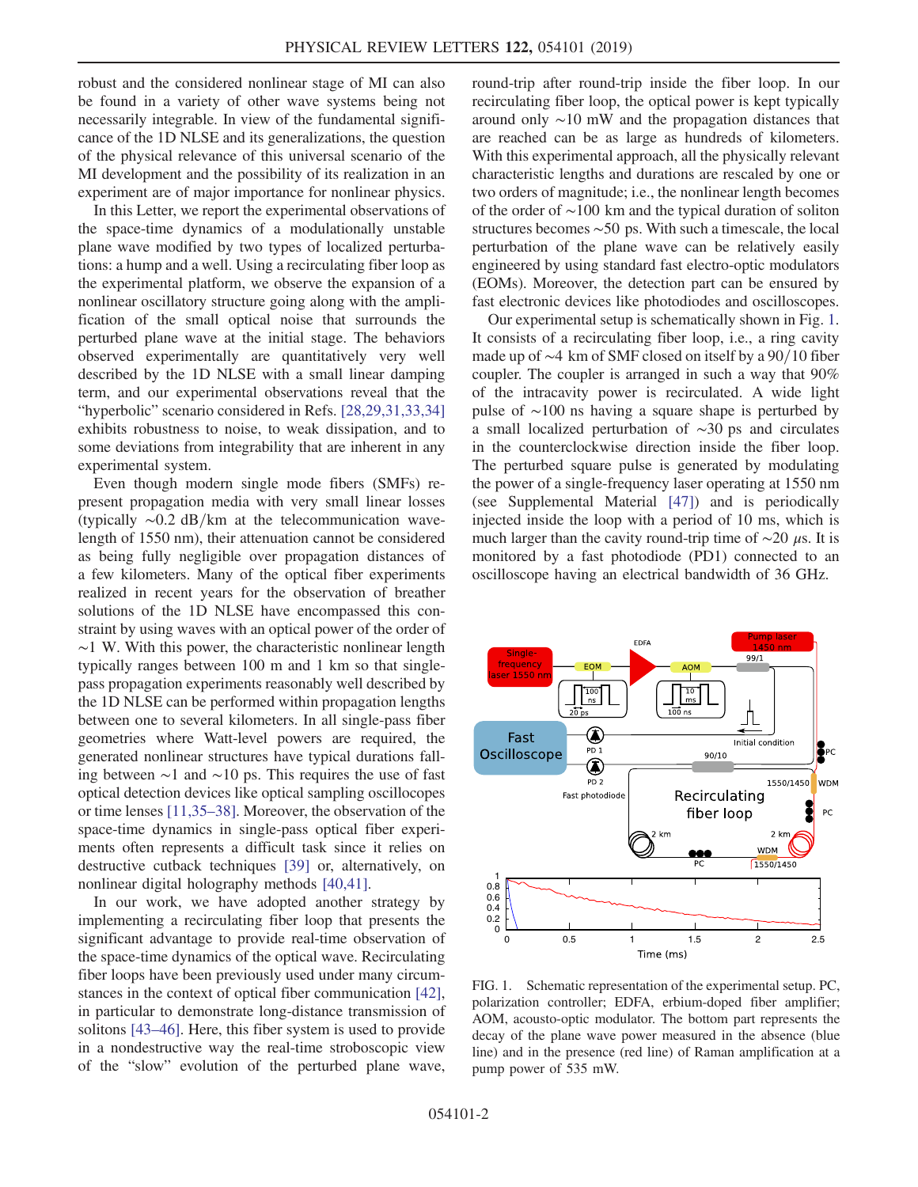robust and the considered nonlinear stage of MI can also be found in a variety of other wave systems being not necessarily integrable. In view of the fundamental significance of the 1D NLSE and its generalizations, the question of the physical relevance of this universal scenario of the MI development and the possibility of its realization in an experiment are of major importance for nonlinear physics.

In this Letter, we report the experimental observations of the space-time dynamics of a modulationally unstable plane wave modified by two types of localized perturbations: a hump and a well. Using a recirculating fiber loop as the experimental platform, we observe the expansion of a nonlinear oscillatory structure going along with the amplification of the small optical noise that surrounds the perturbed plane wave at the initial stage. The behaviors observed experimentally are quantitatively very well described by the 1D NLSE with a small linear damping term, and our experimental observations reveal that the "hyperbolic" scenario considered in Refs. [28,29,31,33,34] exhibits robustness to noise, to weak dissipation, and to some deviations from integrability that are inherent in any experimental system.

Even though modern single mode fibers (SMFs) represent propagation media with very small linear losses (typically $\sim 0.2$ dB/km at the telecommunication wavelength of 1550 nm), their attenuation cannot be considered as being fully negligible over propagation distances of a few kilometers. Many of the optical fiber experiments realized in recent years for the observation of breather solutions of the 1D NLSE have encompassed this constraint by using waves with an optical power of the order of $\sim 1$ W. With this power, the characteristic nonlinear length typically ranges between 100 m and 1 km so that single-pass propagation experiments reasonably well described by the 1D NLSE can be performed within propagation lengths between one to several kilometers. In all single-pass fiber geometries where Watt-level powers are required, the generated nonlinear structures have typical durations falling between $\sim 1$ and $\sim 10$ ps. This requires the use of fast optical detection devices like optical sampling oscillocopes or time lenses [11,35–38]. Moreover, the observation of the space-time dynamics in single-pass optical fiber experiments often represents a difficult task since it relies on destructive cutback techniques [39] or, alternatively, on nonlinear digital holography methods [40,41].

In our work, we have adopted another strategy by implementing a recirculating fiber loop that presents the significant advantage to provide real-time observation of the space-time dynamics of the optical wave. Recirculating fiber loops have been previously used under many circumstances in the context of optical fiber communication [42], in particular to demonstrate long-distance transmission of solitons [43–46]. Here, this fiber system is used to provide in a nondestructive way the real-time stroboscopic view of the "slow" evolution of the perturbed plane wave, round-trip after round-trip inside the fiber loop. In our recirculating fiber loop, the optical power is kept typically around only $\sim 10$ mW and the propagation distances that are reached can be as large as hundreds of kilometers. With this experimental approach, all the physically relevant characteristic lengths and durations are rescaled by one or two orders of magnitude; i.e., the nonlinear length becomes of the order of $\sim 100$ km and the typical duration of soliton structures becomes $\sim 50$ ps. With such a timescale, the local perturbation of the plane wave can be relatively easily engineered by using standard fast electro-optic modulators (EOMs). Moreover, the detection part can be ensured by fast electronic devices like photodiodes and oscilloscopes.

Our experimental setup is schematically shown in Fig. 1. It consists of a recirculating fiber loop, i.e., a ring cavity made up of $\sim 4$ km of SMF closed on itself by a 90/10 fiber coupler. The coupler is arranged in such a way that 90% of the intracavity power is recirculated. A wide light pulse of $\sim 100$ ns having a square shape is perturbed by a small localized perturbation of $\sim 30$ ps and circulates in the counterclockwise direction inside the fiber loop. The perturbed square pulse is generated by modulating the power of a single-frequency laser operating at 1550 nm (see Supplemental Material [47]) and is periodically injected inside the loop with a period of 10 ms, which is much larger than the cavity round-trip time of $\sim 20$ $\mu$s. It is monitored by a fast photodiode (PD1) connected to an oscilloscope having an electrical bandwidth of 36 GHz.

FIG. 1. Schematic representation of the experimental setup. PC, polarization controller; EDFA, erbium-doped fiber amplifier; AOM, acousto-optic modulator. The bottom part represents the decay of the plane wave power measured in the absence (blue line) and in the presence (red line) of Raman amplification at a pump power of 535 mW.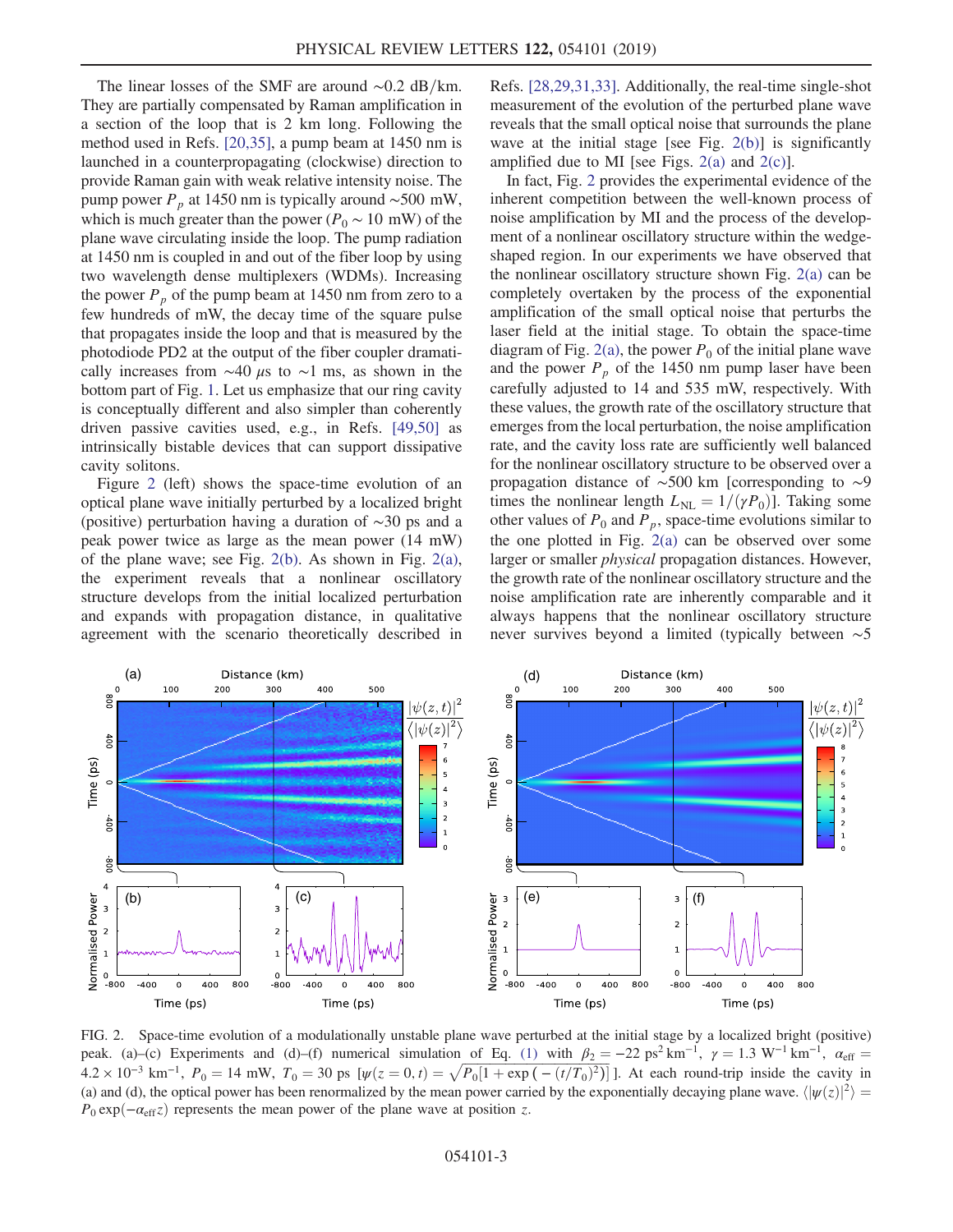The linear losses of the SMF are around ∼0.2 dB/km. They are partially compensated by Raman amplification in a section of the loop that is 2 km long. Following the method used in Refs. [20,35], a pump beam at 1450 nm is launched in a counterpropagating (clockwise) direction to provide Raman gain with weak relative intensity noise. The pump power $P_p$ at 1450 nm is typically around ∼500 mW, which is much greater than the power ($P_0 \sim 10$ mW) of the plane wave circulating inside the loop. The pump radiation at 1450 nm is coupled in and out of the fiber loop by using two wavelength dense multiplexers (WDMs). Increasing the power $P_p$ of the pump beam at 1450 nm from zero to a few hundreds of mW, the decay time of the square pulse that propagates inside the loop and that is measured by the photodiode PD2 at the output of the fiber coupler dramatically increases from ∼40 μs to ∼1 ms, as shown in the bottom part of Fig. 1. Let us emphasize that our ring cavity is conceptually different and also simpler than coherently driven passive cavities used, e.g., in Refs. [49,50] as intrinsically bistable devices that can support dissipative cavity solitons.

Figure 2 (left) shows the space-time evolution of an optical plane wave initially perturbed by a localized bright (positive) perturbation having a duration of ∼30 ps and a peak power twice as large as the mean power (14 mW) of the plane wave; see Fig. 2(b). As shown in Fig. 2(a), the experiment reveals that a nonlinear oscillatory structure develops from the initial localized perturbation and expands with propagation distance, in qualitative agreement with the scenario theoretically described in Refs. [28,29,31,33]. Additionally, the real-time single-shot measurement of the evolution of the perturbed plane wave reveals that the small optical noise that surrounds the plane wave at the initial stage [see Fig. 2(b)] is significantly amplified due to MI [see Figs. 2(a) and 2(c)].

In fact, Fig. 2 provides the experimental evidence of the inherent competition between the well-known process of noise amplification by MI and the process of the development of a nonlinear oscillatory structure within the wedge-shaped region. In our experiments we have observed that the nonlinear oscillatory structure shown Fig. 2(a) can be completely overtaken by the process of the exponential amplification of the small optical noise that perturbs the laser field at the initial stage. To obtain the space-time diagram of Fig. 2(a), the power $P_0$ of the initial plane wave and the power $P_p$ of the 1450 nm pump laser have been carefully adjusted to 14 and 535 mW, respectively. With these values, the growth rate of the oscillatory structure that emerges from the local perturbation, the noise amplification rate, and the cavity loss rate are sufficiently well balanced for the nonlinear oscillatory structure to be observed over a propagation distance of ∼500 km [corresponding to ∼9 times the nonlinear length $L_{\mathrm{NL}} = 1/(\gamma P_0)$]. Taking some other values of $P_0$ and $P_p$, space-time evolutions similar to the one plotted in Fig. 2(a) can be observed over some larger or smaller *physical* propagation distances. However, the growth rate of the nonlinear oscillatory structure and the noise amplification rate are inherently comparable and it always happens that the nonlinear oscillatory structure never survives beyond a limited (typically between ∼5

FIG. 2. Space-time evolution of a modulationally unstable plane wave perturbed at the initial stage by a localized bright (positive) peak. (a)–(c) Experiments and (d)–(f) numerical simulation of Eq. (1) with $\beta_2 = -22$ ps$^2$ km$^{-1}$, $\gamma = 1.3$ W$^{-1}$ km$^{-1}$, $\alpha_{\mathrm{eff}} = 4.2 \times 10^{-3}$ km$^{-1}$, $P_0 = 14$ mW, $T_0 = 30$ ps $[\psi(z=0,t) = \sqrt{P_0[1 + \exp(-(t/T_0)^2)]}]$. At each round-trip inside the cavity in (a) and (d), the optical power has been renormalized by the mean power carried by the exponentially decaying plane wave. $\langle|\psi(z)|^2\rangle = P_0 \exp(-\alpha_{\mathrm{eff}} z)$ represents the mean power of the plane wave at position $z$.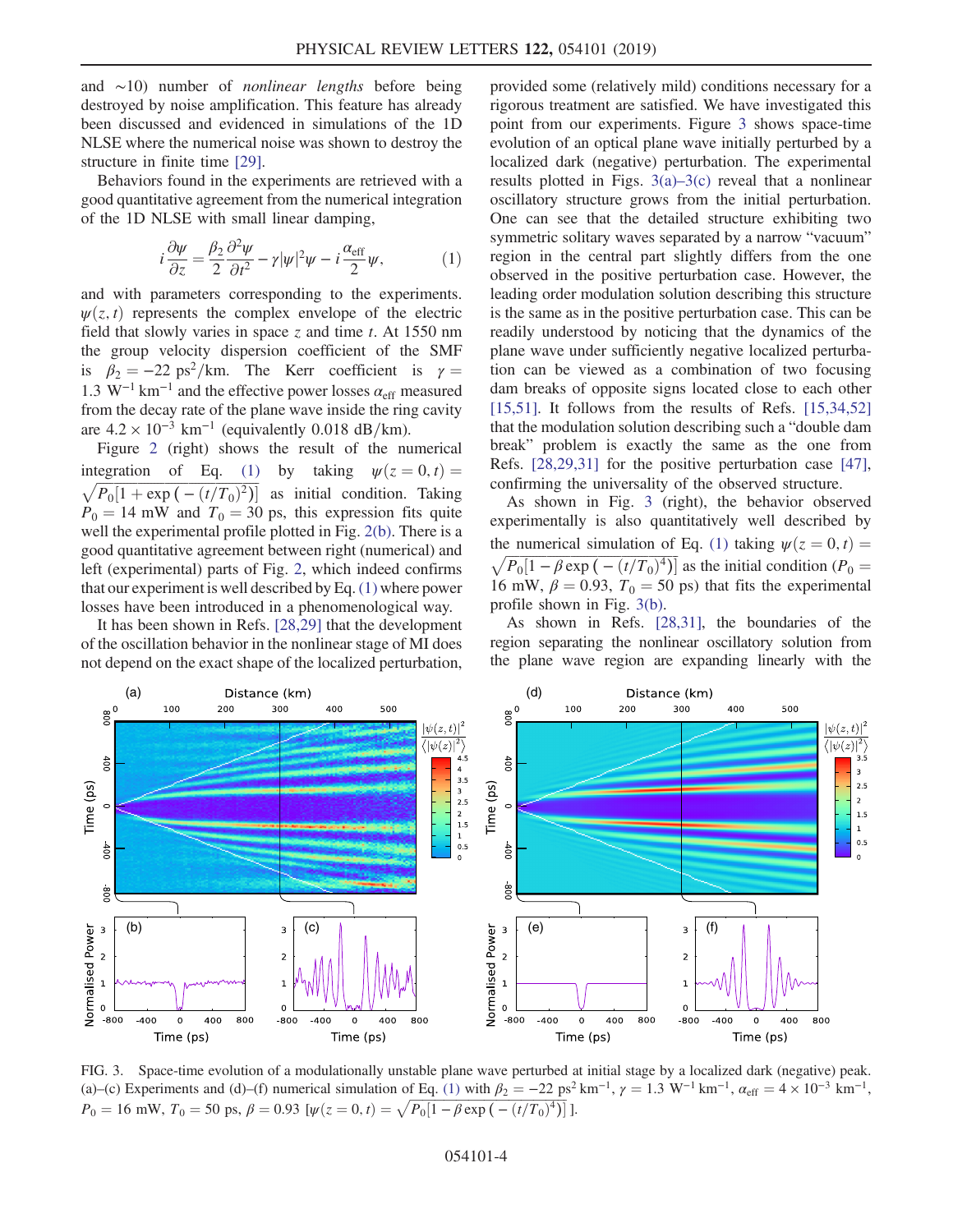and ~10) number of *nonlinear lengths* before being destroyed by noise amplification. This feature has already been discussed and evidenced in simulations of the 1D NLSE where the numerical noise was shown to destroy the structure in finite time [29].

Behaviors found in the experiments are retrieved with a good quantitative agreement from the numerical integration of the 1D NLSE with small linear damping,

$$i\frac{\partial \psi}{\partial z} = \frac{\beta_2}{2}\frac{\partial^2 \psi}{\partial t^2} - \gamma|\psi|^2\psi - i\frac{\alpha_{\text{eff}}}{2}\psi, \qquad (1)$$

and with parameters corresponding to the experiments. $\psi(z,t)$ represents the complex envelope of the electric field that slowly varies in space $z$ and time $t$. At 1550 nm the group velocity dispersion coefficient of the SMF is $\beta_2 = -22\ \text{ps}^2/\text{km}$. The Kerr coefficient is $\gamma = 1.3\ \text{W}^{-1}\,\text{km}^{-1}$ and the effective power losses $\alpha_{\text{eff}}$ measured from the decay rate of the plane wave inside the ring cavity are $4.2 \times 10^{-3}\ \text{km}^{-1}$ (equivalently 0.018 dB/km).

Figure 2 (right) shows the result of the numerical integration of Eq. (1) by taking $\psi(z=0,t) = \sqrt{P_0[1+\exp(-(t/T_0)^2)]}$ as initial condition. Taking $P_0 = 14$ mW and $T_0 = 30$ ps, this expression fits quite well the experimental profile plotted in Fig. 2(b). There is a good quantitative agreement between right (numerical) and left (experimental) parts of Fig. 2, which indeed confirms that our experiment is well described by Eq. (1) where power losses have been introduced in a phenomenological way.

It has been shown in Refs. [28,29] that the development of the oscillation behavior in the nonlinear stage of MI does not depend on the exact shape of the localized perturbation, provided some (relatively mild) conditions necessary for a rigorous treatment are satisfied. We have investigated this point from our experiments. Figure 3 shows space-time evolution of an optical plane wave initially perturbed by a localized dark (negative) perturbation. The experimental results plotted in Figs. 3(a)–3(c) reveal that a nonlinear oscillatory structure grows from the initial perturbation. One can see that the detailed structure exhibiting two symmetric solitary waves separated by a narrow "vacuum" region in the central part slightly differs from the one observed in the positive perturbation case. However, the leading order modulation solution describing this structure is the same as in the positive perturbation case. This can be readily understood by noticing that the dynamics of the plane wave under sufficiently negative localized perturbation can be viewed as a combination of two focusing dam breaks of opposite signs located close to each other [15,51]. It follows from the results of Refs. [15,34,52] that the modulation solution describing such a "double dam break" problem is exactly the same as the one from Refs. [28,29,31] for the positive perturbation case [47], confirming the universality of the observed structure.

As shown in Fig. 3 (right), the behavior observed experimentally is also quantitatively well described by the numerical simulation of Eq. (1) taking $\psi(z=0,t) = \sqrt{P_0[1-\beta\exp(-(t/T_0)^4)]}$ as the initial condition ($P_0 = 16$ mW, $\beta = 0.93$, $T_0 = 50$ ps) that fits the experimental profile shown in Fig. 3(b).

As shown in Refs. [28,31], the boundaries of the region separating the nonlinear oscillatory solution from the plane wave region are expanding linearly with the

FIG. 3. Space-time evolution of a modulationally unstable plane wave perturbed at initial stage by a localized dark (negative) peak. (a)–(c) Experiments and (d)–(f) numerical simulation of Eq. (1) with $\beta_2 = -22\ \text{ps}^2\,\text{km}^{-1}$, $\gamma = 1.3\ \text{W}^{-1}\,\text{km}^{-1}$, $\alpha_{\text{eff}} = 4 \times 10^{-3}\ \text{km}^{-1}$, $P_0 = 16$ mW, $T_0 = 50$ ps, $\beta = 0.93$ [$\psi(z=0,t) = \sqrt{P_0[1-\beta\exp(-(t/T_0)^4)]}$].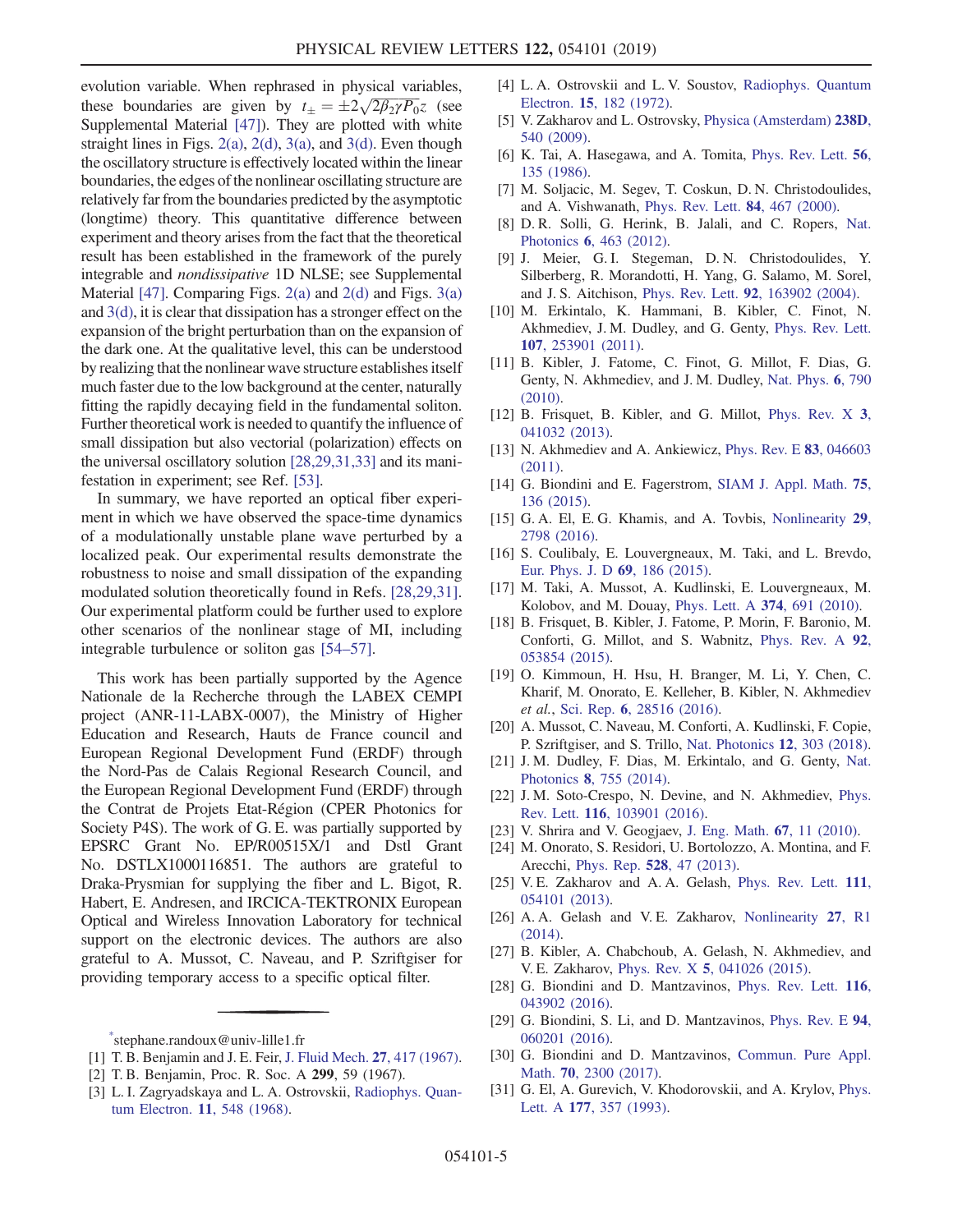evolution variable. When rephrased in physical variables, these boundaries are given by $t_\pm = \pm 2\sqrt{2\beta_2\gamma P_0}z$ (see Supplemental Material [47]). They are plotted with white straight lines in Figs. 2(a), 2(d), 3(a), and 3(d). Even though the oscillatory structure is effectively located within the linear boundaries, the edges of the nonlinear oscillating structure are relatively far from the boundaries predicted by the asymptotic (longtime) theory. This quantitative difference between experiment and theory arises from the fact that the theoretical result has been established in the framework of the purely integrable and *nondissipative* 1D NLSE; see Supplemental Material [47]. Comparing Figs. 2(a) and 2(d) and Figs. 3(a) and 3(d), it is clear that dissipation has a stronger effect on the expansion of the bright perturbation than on the expansion of the dark one. At the qualitative level, this can be understood by realizing that the nonlinear wave structure establishes itself much faster due to the low background at the center, naturally fitting the rapidly decaying field in the fundamental soliton. Further theoretical work is needed to quantify the influence of small dissipation but also vectorial (polarization) effects on the universal oscillatory solution [28,29,31,33] and its manifestation in experiment; see Ref. [53].

In summary, we have reported an optical fiber experiment in which we have observed the space-time dynamics of a modulationally unstable plane wave perturbed by a localized peak. Our experimental results demonstrate the robustness to noise and small dissipation of the expanding modulated solution theoretically found in Refs. [28,29,31]. Our experimental platform could be further used to explore other scenarios of the nonlinear stage of MI, including integrable turbulence or soliton gas [54–57].

This work has been partially supported by the Agence Nationale de la Recherche through the LABEX CEMPI project (ANR-11-LABX-0007), the Ministry of Higher Education and Research, Hauts de France council and European Regional Development Fund (ERDF) through the Nord-Pas de Calais Regional Research Council, and the European Regional Development Fund (ERDF) through the Contrat de Projets Etat-Région (CPER Photonics for Society P4S). The work of G. E. was partially supported by EPSRC Grant No. EP/R00515X/1 and Dstl Grant No. DSTLX1000116851. The authors are grateful to Draka-Prysmian for supplying the fiber and L. Bigot, R. Habert, E. Andresen, and IRCICA-TEKTRONIX European Optical and Wireless Innovation Laboratory for technical support on the electronic devices. The authors are also grateful to A. Mussot, C. Naveau, and P. Szriftgiser for providing temporary access to a specific optical filter.

---

[*]stephane.randoux@univ-lille1.fr

[1] T. B. Benjamin and J. E. Feir, J. Fluid Mech. **27**, 417 (1967).
[2] T. B. Benjamin, Proc. R. Soc. A **299**, 59 (1967).
[3] L. I. Zagryadskaya and L. A. Ostrovskii, Radiophys. Quantum Electron. **11**, 548 (1968).
[4] L. A. Ostrovskii and L. V. Soustov, Radiophys. Quantum Electron. **15**, 182 (1972).
[5] V. Zakharov and L. Ostrovsky, Physica (Amsterdam) **238D**, 540 (2009).
[6] K. Tai, A. Hasegawa, and A. Tomita, Phys. Rev. Lett. **56**, 135 (1986).
[7] M. Soljacic, M. Segev, T. Coskun, D. N. Christodoulides, and A. Vishwanath, Phys. Rev. Lett. **84**, 467 (2000).
[8] D. R. Solli, G. Herink, B. Jalali, and C. Ropers, Nat. Photonics **6**, 463 (2012).
[9] J. Meier, G. I. Stegeman, D. N. Christodoulides, Y. Silberberg, R. Morandotti, H. Yang, G. Salamo, M. Sorel, and J. S. Aitchison, Phys. Rev. Lett. **92**, 163902 (2004).
[10] M. Erkintalo, K. Hammani, B. Kibler, C. Finot, N. Akhmediev, J. M. Dudley, and G. Genty, Phys. Rev. Lett. **107**, 253901 (2011).
[11] B. Kibler, J. Fatome, C. Finot, G. Millot, F. Dias, G. Genty, N. Akhmediev, and J. M. Dudley, Nat. Phys. **6**, 790 (2010).
[12] B. Frisquet, B. Kibler, and G. Millot, Phys. Rev. X **3**, 041032 (2013).
[13] N. Akhmediev and A. Ankiewicz, Phys. Rev. E **83**, 046603 (2011).
[14] G. Biondini and E. Fagerstrom, SIAM J. Appl. Math. **75**, 136 (2015).
[15] G. A. El, E. G. Khamis, and A. Tovbis, Nonlinearity **29**, 2798 (2016).
[16] S. Coulibaly, E. Louvergneaux, M. Taki, and L. Brevdo, Eur. Phys. J. D **69**, 186 (2015).
[17] M. Taki, A. Mussot, A. Kudlinski, E. Louvergneaux, M. Kolobov, and M. Douay, Phys. Lett. A **374**, 691 (2010).
[18] B. Frisquet, B. Kibler, J. Fatome, P. Morin, F. Baronio, M. Conforti, G. Millot, and S. Wabnitz, Phys. Rev. A **92**, 053854 (2015).
[19] O. Kimmoun, H. Hsu, H. Branger, M. Li, Y. Chen, C. Kharif, M. Onorato, E. Kelleher, B. Kibler, N. Akhmediev *et al.*, Sci. Rep. **6**, 28516 (2016).
[20] A. Mussot, C. Naveau, M. Conforti, A. Kudlinski, F. Copie, P. Szriftgiser, and S. Trillo, Nat. Photonics **12**, 303 (2018).
[21] J. M. Dudley, F. Dias, M. Erkintalo, and G. Genty, Nat. Photonics **8**, 755 (2014).
[22] J. M. Soto-Crespo, N. Devine, and N. Akhmediev, Phys. Rev. Lett. **116**, 103901 (2016).
[23] V. Shrira and V. Geogjaev, J. Eng. Math. **67**, 11 (2010).
[24] M. Onorato, S. Residori, U. Bortolozzo, A. Montina, and F. Arecchi, Phys. Rep. **528**, 47 (2013).
[25] V. E. Zakharov and A. A. Gelash, Phys. Rev. Lett. **111**, 054101 (2013).
[26] A. A. Gelash and V. E. Zakharov, Nonlinearity **27**, R1 (2014).
[27] B. Kibler, A. Chabchoub, A. Gelash, N. Akhmediev, and V. E. Zakharov, Phys. Rev. X **5**, 041026 (2015).
[28] G. Biondini and D. Mantzavinos, Phys. Rev. Lett. **116**, 043902 (2016).
[29] G. Biondini, S. Li, and D. Mantzavinos, Phys. Rev. E **94**, 060201 (2016).
[30] G. Biondini and D. Mantzavinos, Commun. Pure Appl. Math. **70**, 2300 (2017).
[31] G. El, A. Gurevich, V. Khodorovskii, and A. Krylov, Phys. Lett. A **177**, 357 (1993).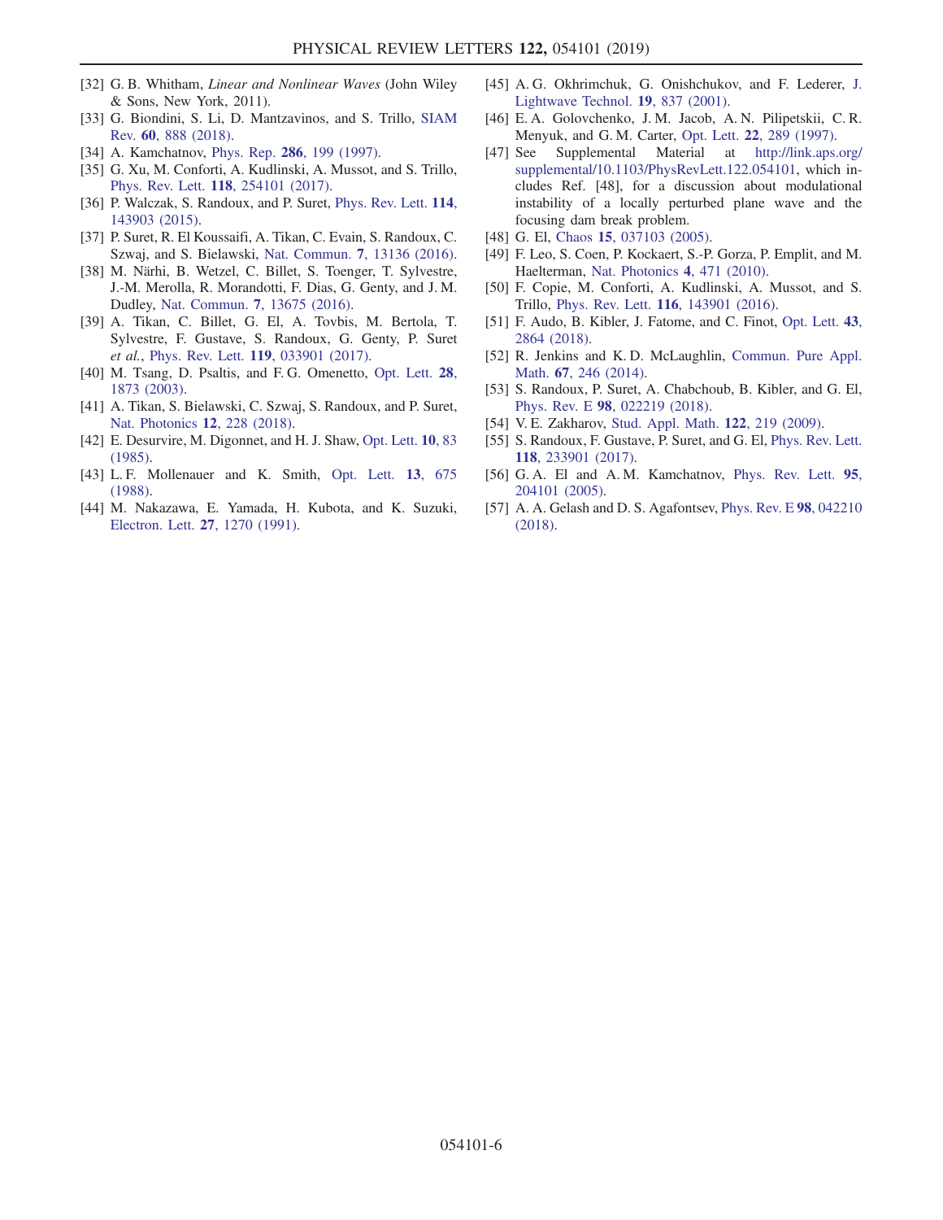[32] G. B. Whitham, *Linear and Nonlinear Waves* (John Wiley & Sons, New York, 2011).

[33] G. Biondini, S. Li, D. Mantzavinos, and S. Trillo, SIAM Rev. **60**, 888 (2018).

[34] A. Kamchatnov, Phys. Rep. **286**, 199 (1997).

[35] G. Xu, M. Conforti, A. Kudlinski, A. Mussot, and S. Trillo, Phys. Rev. Lett. **118**, 254101 (2017).

[36] P. Walczak, S. Randoux, and P. Suret, Phys. Rev. Lett. **114**, 143903 (2015).

[37] P. Suret, R. El Koussaifi, A. Tikan, C. Evain, S. Randoux, C. Szwaj, and S. Bielawski, Nat. Commun. **7**, 13136 (2016).

[38] M. Närhi, B. Wetzel, C. Billet, S. Toenger, T. Sylvestre, J.-M. Merolla, R. Morandotti, F. Dias, G. Genty, and J. M. Dudley, Nat. Commun. **7**, 13675 (2016).

[39] A. Tikan, C. Billet, G. El, A. Tovbis, M. Bertola, T. Sylvestre, F. Gustave, S. Randoux, G. Genty, P. Suret *et al.*, Phys. Rev. Lett. **119**, 033901 (2017).

[40] M. Tsang, D. Psaltis, and F. G. Omenetto, Opt. Lett. **28**, 1873 (2003).

[41] A. Tikan, S. Bielawski, C. Szwaj, S. Randoux, and P. Suret, Nat. Photonics **12**, 228 (2018).

[42] E. Desurvire, M. Digonnet, and H. J. Shaw, Opt. Lett. **10**, 83 (1985).

[43] L. F. Mollenauer and K. Smith, Opt. Lett. **13**, 675 (1988).

[44] M. Nakazawa, E. Yamada, H. Kubota, and K. Suzuki, Electron. Lett. **27**, 1270 (1991).

[45] A. G. Okhrimchuk, G. Onishchukov, and F. Lederer, J. Lightwave Technol. **19**, 837 (2001).

[46] E. A. Golovchenko, J. M. Jacob, A. N. Pilipetskii, C. R. Menyuk, and G. M. Carter, Opt. Lett. **22**, 289 (1997).

[47] See Supplemental Material at http://link.aps.org/supplemental/10.1103/PhysRevLett.122.054101, which includes Ref. [48], for a discussion about modulational instability of a locally perturbed plane wave and the focusing dam break problem.

[48] G. El, Chaos **15**, 037103 (2005).

[49] F. Leo, S. Coen, P. Kockaert, S.-P. Gorza, P. Emplit, and M. Haelterman, Nat. Photonics **4**, 471 (2010).

[50] F. Copie, M. Conforti, A. Kudlinski, A. Mussot, and S. Trillo, Phys. Rev. Lett. **116**, 143901 (2016).

[51] F. Audo, B. Kibler, J. Fatome, and C. Finot, Opt. Lett. **43**, 2864 (2018).

[52] R. Jenkins and K. D. McLaughlin, Commun. Pure Appl. Math. **67**, 246 (2014).

[53] S. Randoux, P. Suret, A. Chabchoub, B. Kibler, and G. El, Phys. Rev. E **98**, 022219 (2018).

[54] V. E. Zakharov, Stud. Appl. Math. **122**, 219 (2009).

[55] S. Randoux, F. Gustave, P. Suret, and G. El, Phys. Rev. Lett. **118**, 233901 (2017).

[56] G. A. El and A. M. Kamchatnov, Phys. Rev. Lett. **95**, 204101 (2005).

[57] A. A. Gelash and D. S. Agafontsev, Phys. Rev. E **98**, 042210 (2018).